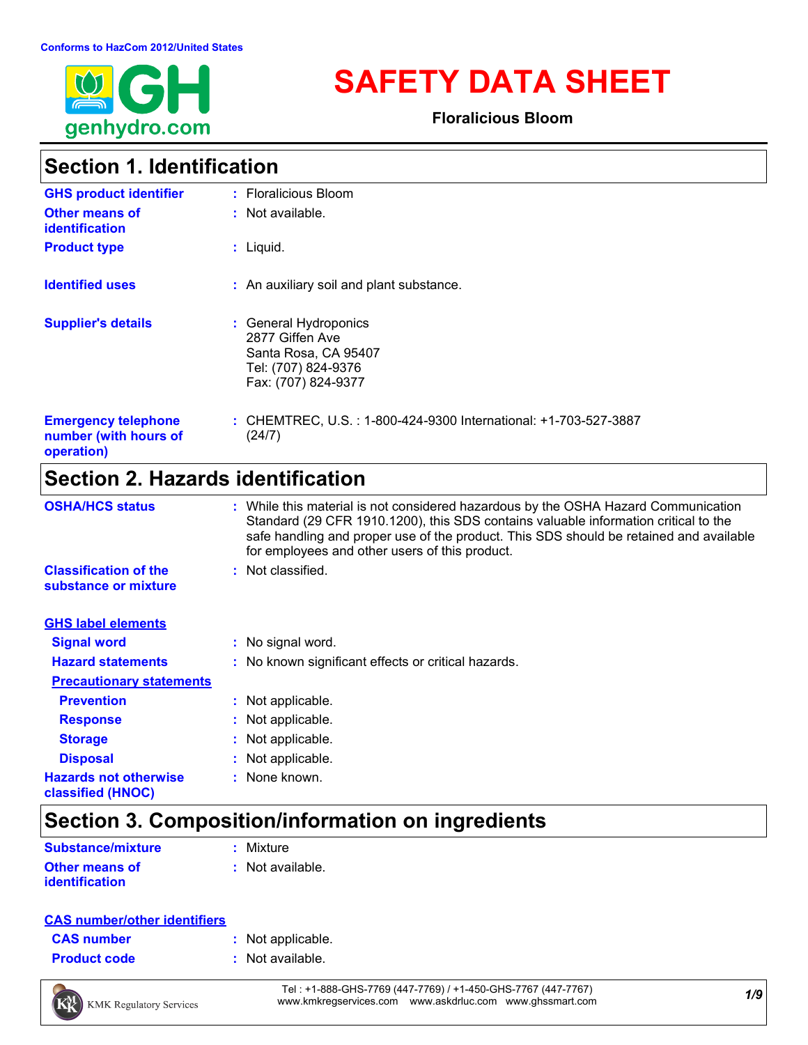Conforms to HazCom 2012/United States

genhydro.com

# SAFETY DATA SHEET

**Floralicious Bloom**

## Section 1. Identification

| | |
|---|---|
| **GHS product identifier** | : Floralicious Bloom |
| **Other means of identification** | : Not available. |
| **Product type** | : Liquid. |
| **Identified uses** | : An auxiliary soil and plant substance. |
| **Supplier's details** | : General Hydroponics<br>2877 Giffen Ave<br>Santa Rosa, CA 95407<br>Tel: (707) 824-9376<br>Fax: (707) 824-9377 |
| **Emergency telephone number (with hours of operation)** | : CHEMTREC, U.S. : 1-800-424-9300 International: +1-703-527-3887 (24/7) |

## Section 2. Hazards identification

| | |
|---|---|
| **OSHA/HCS status** | : While this material is not considered hazardous by the OSHA Hazard Communication Standard (29 CFR 1910.1200), this SDS contains valuable information critical to the safe handling and proper use of the product. This SDS should be retained and available for employees and other users of this product. |
| **Classification of the substance or mixture** | : Not classified. |

**GHS label elements**

| | |
|---|---|
| **Signal word** | : No signal word. |
| **Hazard statements** | : No known significant effects or critical hazards. |

**Precautionary statements**

| | |
|---|---|
| **Prevention** | : Not applicable. |
| **Response** | : Not applicable. |
| **Storage** | : Not applicable. |
| **Disposal** | : Not applicable. |
| **Hazards not otherwise classified (HNOC)** | : None known. |

## Section 3. Composition/information on ingredients

| | |
|---|---|
| **Substance/mixture** | : Mixture |
| **Other means of identification** | : Not available. |

**CAS number/other identifiers**

| | |
|---|---|
| **CAS number** | : Not applicable. |
| **Product code** | : Not available. |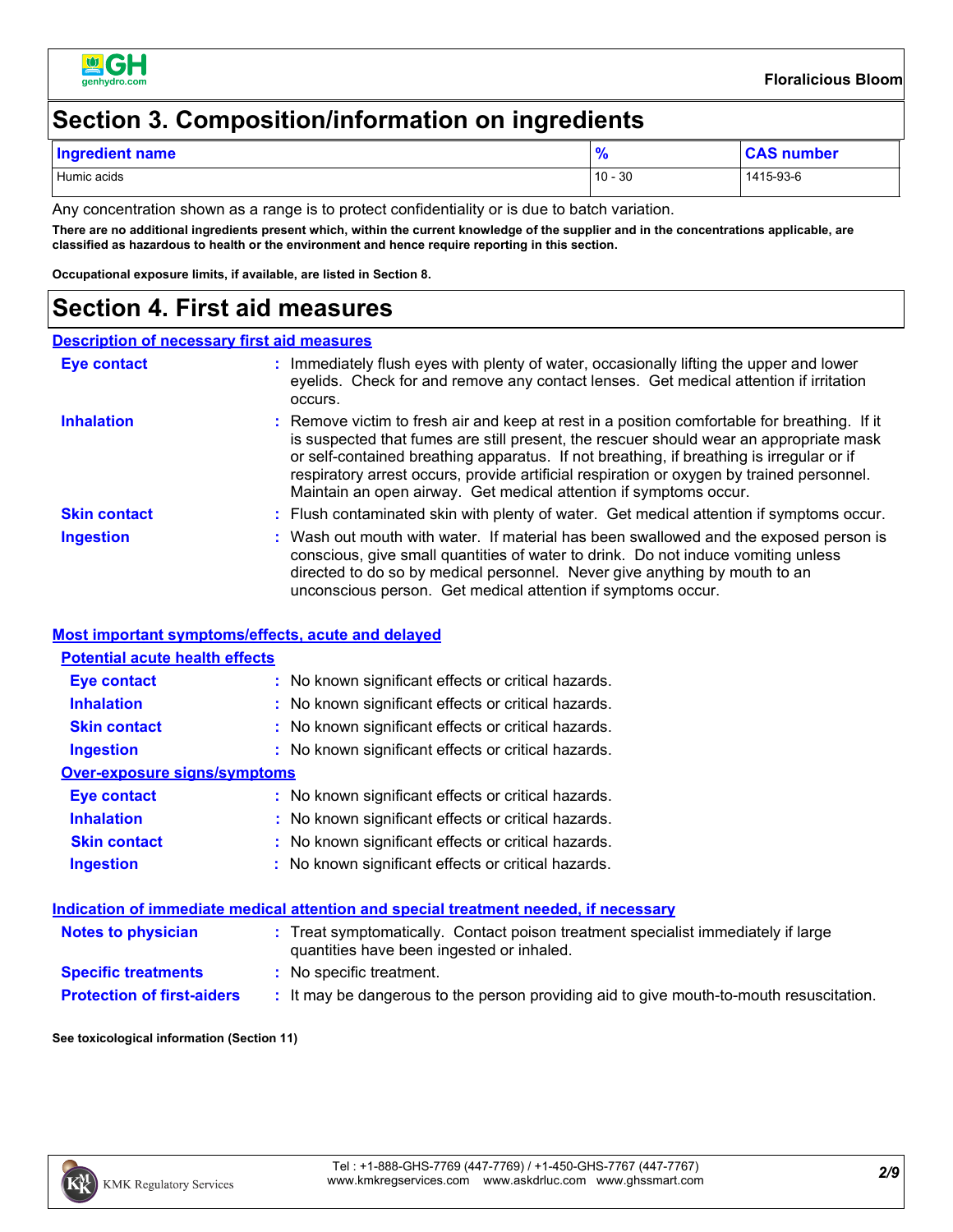## Section 3. Composition/information on ingredients

| Ingredient name | % | CAS number |
|---|---|---|
| Humic acids | 10 - 30 | 1415-93-6 |

Any concentration shown as a range is to protect confidentiality or is due to batch variation.

**There are no additional ingredients present which, within the current knowledge of the supplier and in the concentrations applicable, are classified as hazardous to health or the environment and hence require reporting in this section.**

**Occupational exposure limits, if available, are listed in Section 8.**

## Section 4. First aid measures

### Description of necessary first aid measures

**Eye contact** : Immediately flush eyes with plenty of water, occasionally lifting the upper and lower eyelids. Check for and remove any contact lenses. Get medical attention if irritation occurs.

**Inhalation** : Remove victim to fresh air and keep at rest in a position comfortable for breathing. If it is suspected that fumes are still present, the rescuer should wear an appropriate mask or self-contained breathing apparatus. If not breathing, if breathing is irregular or if respiratory arrest occurs, provide artificial respiration or oxygen by trained personnel. Maintain an open airway. Get medical attention if symptoms occur.

**Skin contact** : Flush contaminated skin with plenty of water. Get medical attention if symptoms occur.

**Ingestion** : Wash out mouth with water. If material has been swallowed and the exposed person is conscious, give small quantities of water to drink. Do not induce vomiting unless directed to do so by medical personnel. Never give anything by mouth to an unconscious person. Get medical attention if symptoms occur.

### Most important symptoms/effects, acute and delayed

#### Potential acute health effects

**Eye contact** : No known significant effects or critical hazards.

**Inhalation** : No known significant effects or critical hazards.

**Skin contact** : No known significant effects or critical hazards.

**Ingestion** : No known significant effects or critical hazards.

#### Over-exposure signs/symptoms

**Eye contact** : No known significant effects or critical hazards.

**Inhalation** : No known significant effects or critical hazards.

**Skin contact** : No known significant effects or critical hazards.

**Ingestion** : No known significant effects or critical hazards.

### Indication of immediate medical attention and special treatment needed, if necessary

**Notes to physician** : Treat symptomatically. Contact poison treatment specialist immediately if large quantities have been ingested or inhaled.

**Specific treatments** : No specific treatment.

**Protection of first-aiders** : It may be dangerous to the person providing aid to give mouth-to-mouth resuscitation.

**See toxicological information (Section 11)**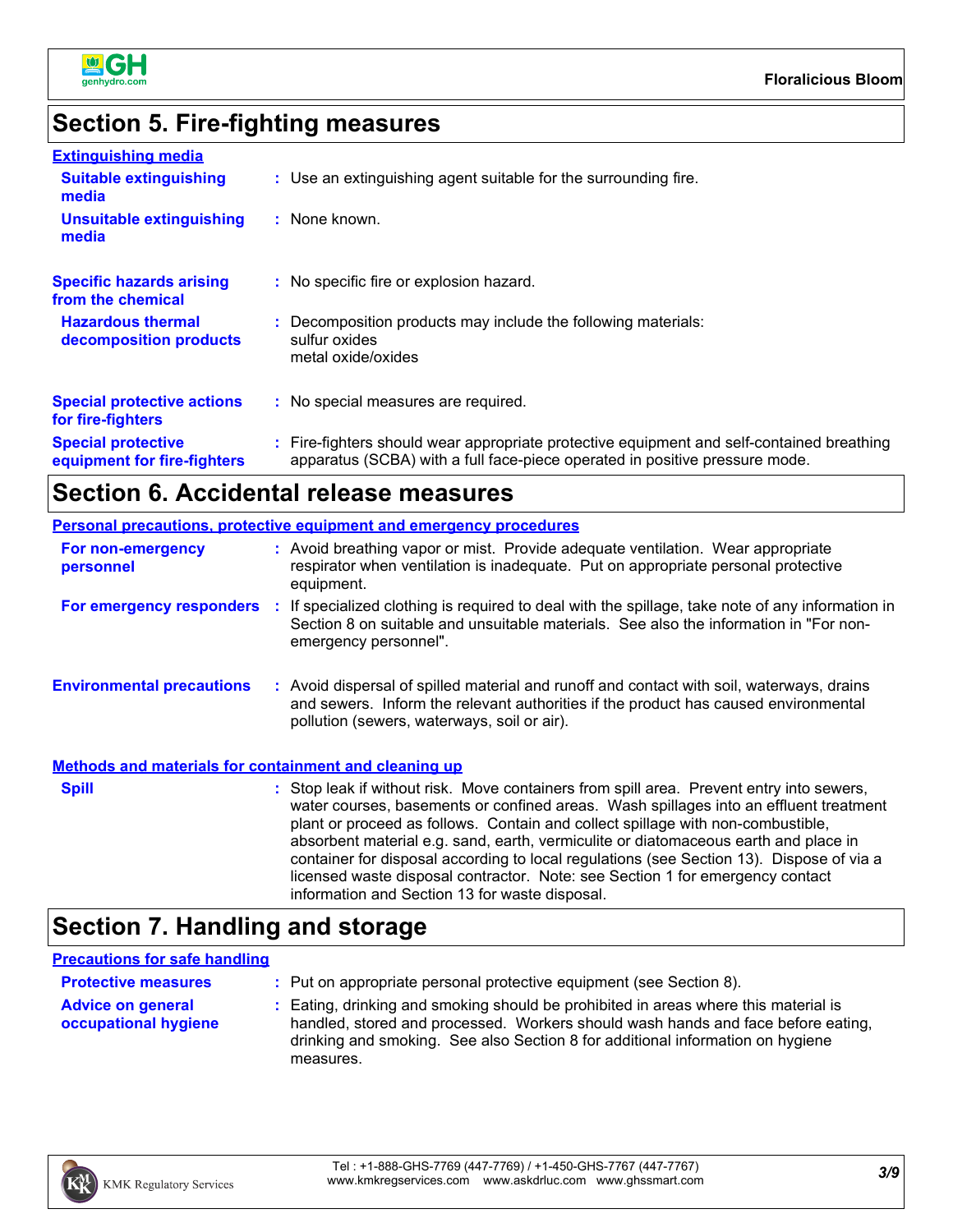## Section 5. Fire-fighting measures

**Extinguishing media**

**Suitable extinguishing media** : Use an extinguishing agent suitable for the surrounding fire.

**Unsuitable extinguishing media** : None known.

**Specific hazards arising from the chemical** : No specific fire or explosion hazard.

**Hazardous thermal decomposition products** : Decomposition products may include the following materials:
sulfur oxides
metal oxide/oxides

**Special protective actions for fire-fighters** : No special measures are required.

**Special protective equipment for fire-fighters** : Fire-fighters should wear appropriate protective equipment and self-contained breathing apparatus (SCBA) with a full face-piece operated in positive pressure mode.

## Section 6. Accidental release measures

**Personal precautions, protective equipment and emergency procedures**

**For non-emergency personnel** : Avoid breathing vapor or mist. Provide adequate ventilation. Wear appropriate respirator when ventilation is inadequate. Put on appropriate personal protective equipment.

**For emergency responders** : If specialized clothing is required to deal with the spillage, take note of any information in Section 8 on suitable and unsuitable materials. See also the information in "For non-emergency personnel".

**Environmental precautions** : Avoid dispersal of spilled material and runoff and contact with soil, waterways, drains and sewers. Inform the relevant authorities if the product has caused environmental pollution (sewers, waterways, soil or air).

**Methods and materials for containment and cleaning up**

**Spill** : Stop leak if without risk. Move containers from spill area. Prevent entry into sewers, water courses, basements or confined areas. Wash spillages into an effluent treatment plant or proceed as follows. Contain and collect spillage with non-combustible, absorbent material e.g. sand, earth, vermiculite or diatomaceous earth and place in container for disposal according to local regulations (see Section 13). Dispose of via a licensed waste disposal contractor. Note: see Section 1 for emergency contact information and Section 13 for waste disposal.

## Section 7. Handling and storage

**Precautions for safe handling**

**Protective measures** : Put on appropriate personal protective equipment (see Section 8).

**Advice on general occupational hygiene** : Eating, drinking and smoking should be prohibited in areas where this material is handled, stored and processed. Workers should wash hands and face before eating, drinking and smoking. See also Section 8 for additional information on hygiene measures.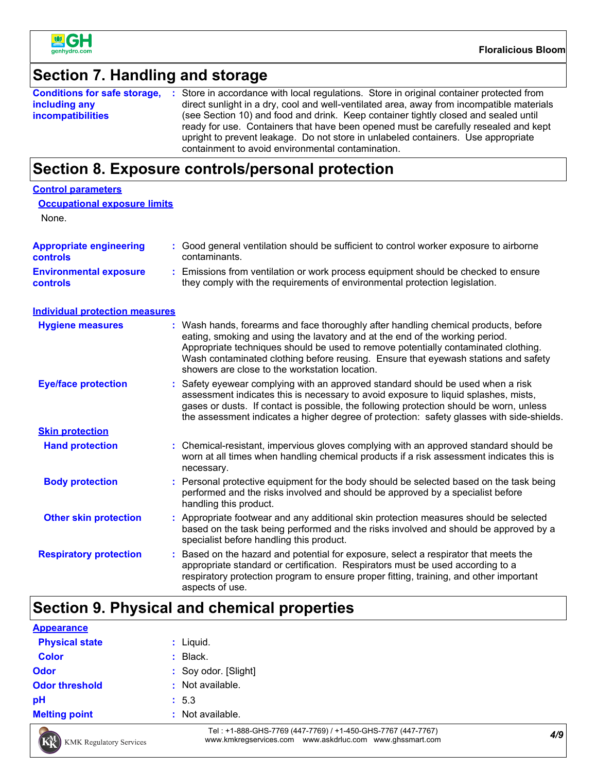## Section 7. Handling and storage

**Conditions for safe storage, including any incompatibilities** : Store in accordance with local regulations. Store in original container protected from direct sunlight in a dry, cool and well-ventilated area, away from incompatible materials (see Section 10) and food and drink. Keep container tightly closed and sealed until ready for use. Containers that have been opened must be carefully resealed and kept upright to prevent leakage. Do not store in unlabeled containers. Use appropriate containment to avoid environmental contamination.

## Section 8. Exposure controls/personal protection

### Control parameters

#### Occupational exposure limits

None.

**Appropriate engineering controls** : Good general ventilation should be sufficient to control worker exposure to airborne contaminants.

**Environmental exposure controls** : Emissions from ventilation or work process equipment should be checked to ensure they comply with the requirements of environmental protection legislation.

### Individual protection measures

**Hygiene measures** : Wash hands, forearms and face thoroughly after handling chemical products, before eating, smoking and using the lavatory and at the end of the working period. Appropriate techniques should be used to remove potentially contaminated clothing. Wash contaminated clothing before reusing. Ensure that eyewash stations and safety showers are close to the workstation location.

**Eye/face protection** : Safety eyewear complying with an approved standard should be used when a risk assessment indicates this is necessary to avoid exposure to liquid splashes, mists, gases or dusts. If contact is possible, the following protection should be worn, unless the assessment indicates a higher degree of protection: safety glasses with side-shields.

#### Skin protection

**Hand protection** : Chemical-resistant, impervious gloves complying with an approved standard should be worn at all times when handling chemical products if a risk assessment indicates this is necessary.

**Body protection** : Personal protective equipment for the body should be selected based on the task being performed and the risks involved and should be approved by a specialist before handling this product.

**Other skin protection** : Appropriate footwear and any additional skin protection measures should be selected based on the task being performed and the risks involved and should be approved by a specialist before handling this product.

**Respiratory protection** : Based on the hazard and potential for exposure, select a respirator that meets the appropriate standard or certification. Respirators must be used according to a respiratory protection program to ensure proper fitting, training, and other important aspects of use.

## Section 9. Physical and chemical properties

### Appearance

**Physical state** : Liquid.

**Color** : Black.

**Odor** : Soy odor. [Slight]

**Odor threshold** : Not available.

**pH** : 5.3

**Melting point** : Not available.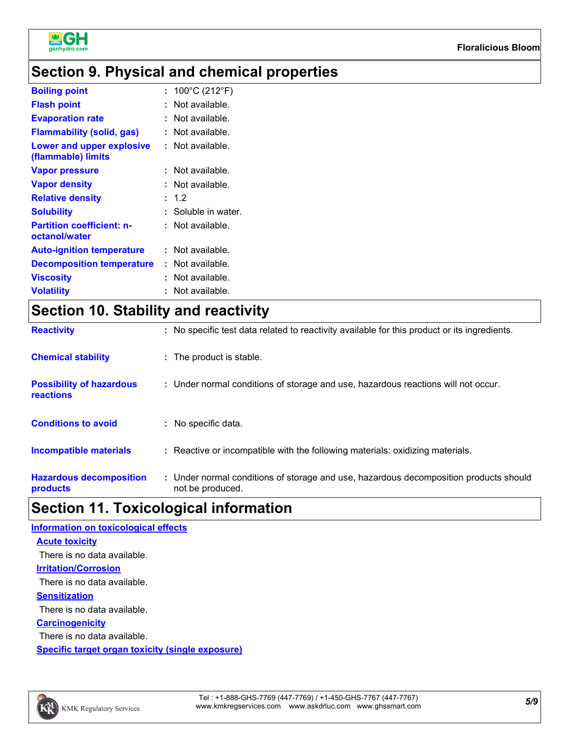## Section 9. Physical and chemical properties

| | |
|---|---|
| **Boiling point** | : 100°C (212°F) |
| **Flash point** | : Not available. |
| **Evaporation rate** | : Not available. |
| **Flammability (solid, gas)** | : Not available. |
| **Lower and upper explosive (flammable) limits** | : Not available. |
| **Vapor pressure** | : Not available. |
| **Vapor density** | : Not available. |
| **Relative density** | : 1.2 |
| **Solubility** | : Soluble in water. |
| **Partition coefficient: n-octanol/water** | : Not available. |
| **Auto-ignition temperature** | : Not available. |
| **Decomposition temperature** | : Not available. |
| **Viscosity** | : Not available. |
| **Volatility** | : Not available. |

## Section 10. Stability and reactivity

| | |
|---|---|
| **Reactivity** | : No specific test data related to reactivity available for this product or its ingredients. |
| **Chemical stability** | : The product is stable. |
| **Possibility of hazardous reactions** | : Under normal conditions of storage and use, hazardous reactions will not occur. |
| **Conditions to avoid** | : No specific data. |
| **Incompatible materials** | : Reactive or incompatible with the following materials: oxidizing materials. |
| **Hazardous decomposition products** | : Under normal conditions of storage and use, hazardous decomposition products should not be produced. |

## Section 11. Toxicological information

**Information on toxicological effects**

**Acute toxicity**

There is no data available.

**Irritation/Corrosion**

There is no data available.

**Sensitization**

There is no data available.

**Carcinogenicity**

There is no data available.

**Specific target organ toxicity (single exposure)**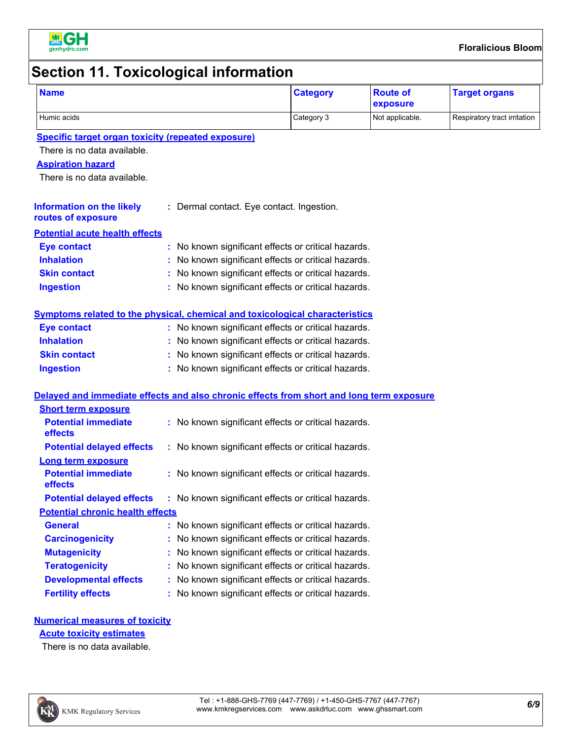# Section 11. Toxicological information

| Name | Category | Route of exposure | Target organs |
|---|---|---|---|
| Humic acids | Category 3 | Not applicable. | Respiratory tract irritation |

**Specific target organ toxicity (repeated exposure)**

There is no data available.

**Aspiration hazard**

There is no data available.

**Information on the likely routes of exposure** : Dermal contact. Eye contact. Ingestion.

**Potential acute health effects**

**Eye contact** : No known significant effects or critical hazards.
**Inhalation** : No known significant effects or critical hazards.
**Skin contact** : No known significant effects or critical hazards.
**Ingestion** : No known significant effects or critical hazards.

**Symptoms related to the physical, chemical and toxicological characteristics**

**Eye contact** : No known significant effects or critical hazards.
**Inhalation** : No known significant effects or critical hazards.
**Skin contact** : No known significant effects or critical hazards.
**Ingestion** : No known significant effects or critical hazards.

**Delayed and immediate effects and also chronic effects from short and long term exposure**

**Short term exposure**

**Potential immediate effects** : No known significant effects or critical hazards.
**Potential delayed effects** : No known significant effects or critical hazards.

**Long term exposure**

**Potential immediate effects** : No known significant effects or critical hazards.
**Potential delayed effects** : No known significant effects or critical hazards.

**Potential chronic health effects**

**General** : No known significant effects or critical hazards.
**Carcinogenicity** : No known significant effects or critical hazards.
**Mutagenicity** : No known significant effects or critical hazards.
**Teratogenicity** : No known significant effects or critical hazards.
**Developmental effects** : No known significant effects or critical hazards.
**Fertility effects** : No known significant effects or critical hazards.

**Numerical measures of toxicity**

**Acute toxicity estimates**

There is no data available.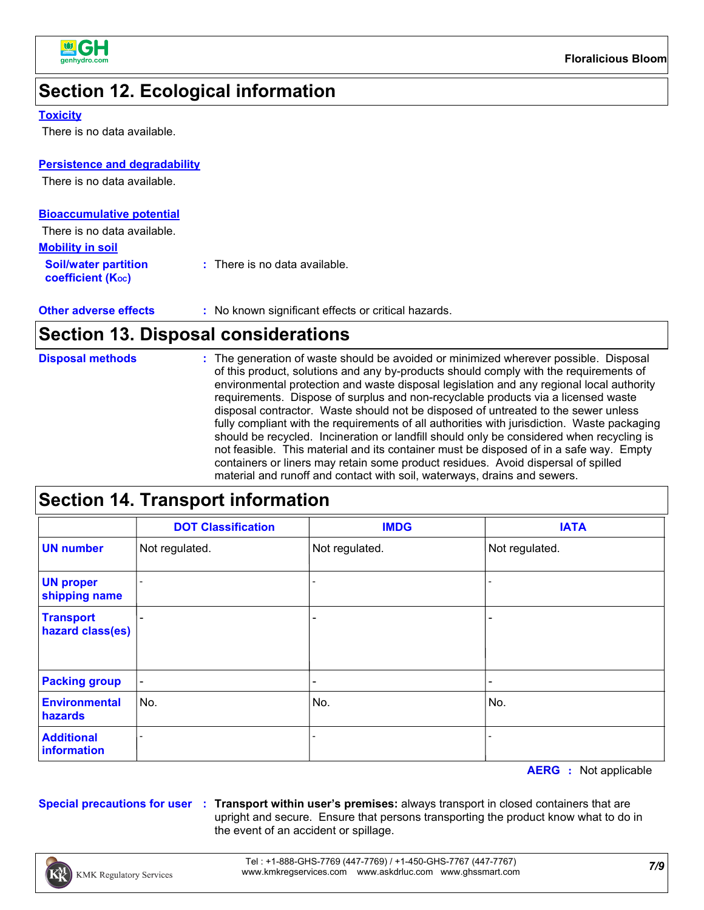## Section 12. Ecological information

**Toxicity**

There is no data available.

**Persistence and degradability**

There is no data available.

**Bioaccumulative potential**

There is no data available.

**Mobility in soil**

**Soil/water partition coefficient ($K_{OC}$)** : There is no data available.

**Other adverse effects** : No known significant effects or critical hazards.

## Section 13. Disposal considerations

**Disposal methods** : The generation of waste should be avoided or minimized wherever possible. Disposal of this product, solutions and any by-products should comply with the requirements of environmental protection and waste disposal legislation and any regional local authority requirements. Dispose of surplus and non-recyclable products via a licensed waste disposal contractor. Waste should not be disposed of untreated to the sewer unless fully compliant with the requirements of all authorities with jurisdiction. Waste packaging should be recycled. Incineration or landfill should only be considered when recycling is not feasible. This material and its container must be disposed of in a safe way. Empty containers or liners may retain some product residues. Avoid dispersal of spilled material and runoff and contact with soil, waterways, drains and sewers.

## Section 14. Transport information

| | DOT Classification | IMDG | IATA |
|---|---|---|---|
| **UN number** | Not regulated. | Not regulated. | Not regulated. |
| **UN proper shipping name** | - | - | - |
| **Transport hazard class(es)** | - | - | - |
| **Packing group** | - | - | - |
| **Environmental hazards** | No. | No. | No. |
| **Additional information** | - | - | - |

**AERG** : Not applicable

**Special precautions for user** : **Transport within user's premises:** always transport in closed containers that are upright and secure. Ensure that persons transporting the product know what to do in the event of an accident or spillage.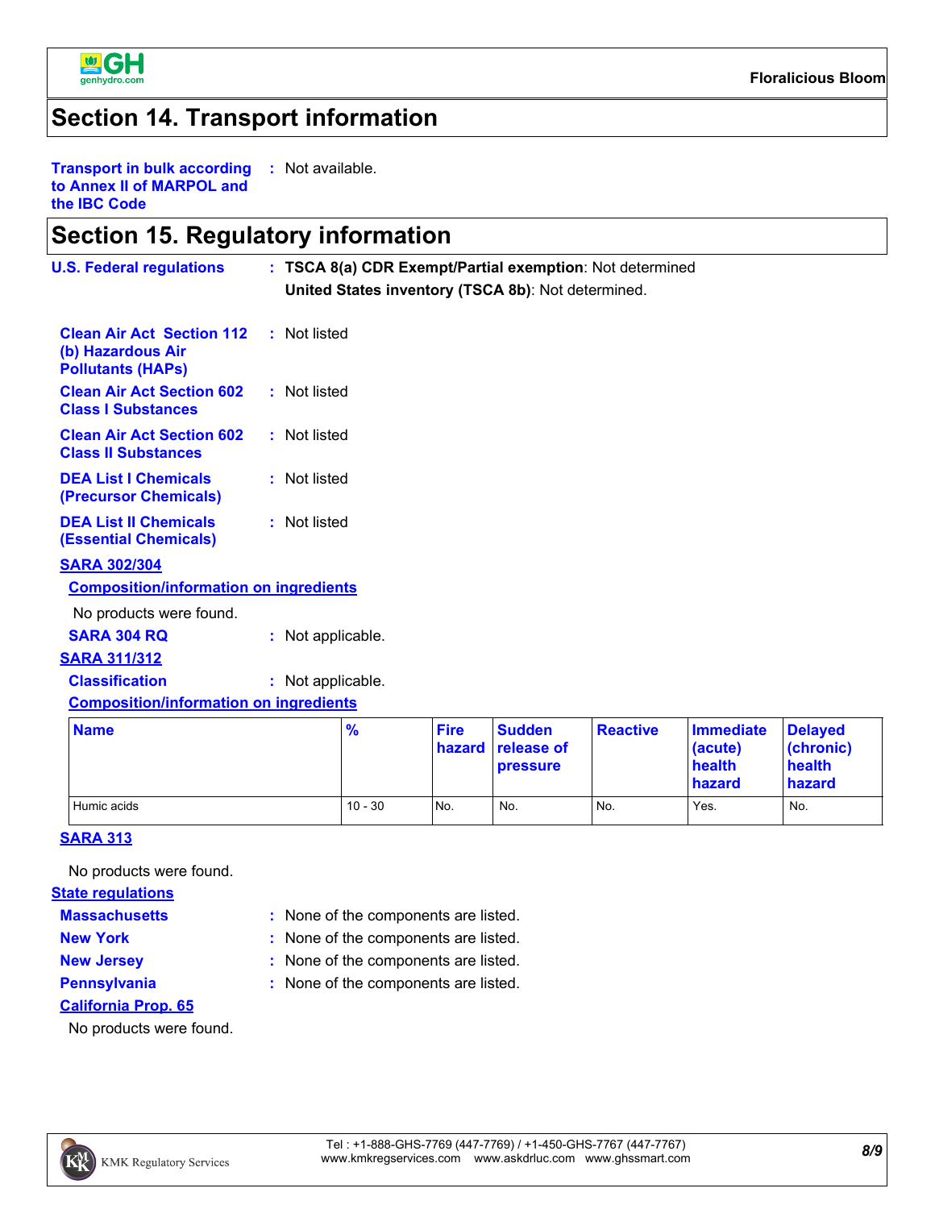## Section 14. Transport information

**Transport in bulk according to Annex II of MARPOL and the IBC Code** : Not available.

## Section 15. Regulatory information

**U.S. Federal regulations** : **TSCA 8(a) CDR Exempt/Partial exemption**: Not determined
**United States inventory (TSCA 8b)**: Not determined.

**Clean Air Act Section 112 (b) Hazardous Air Pollutants (HAPs)** : Not listed

**Clean Air Act Section 602 Class I Substances** : Not listed

**Clean Air Act Section 602 Class II Substances** : Not listed

**DEA List I Chemicals (Precursor Chemicals)** : Not listed

**DEA List II Chemicals (Essential Chemicals)** : Not listed

**SARA 302/304**

**Composition/information on ingredients**

No products were found.

**SARA 304 RQ** : Not applicable.

**SARA 311/312**

**Classification** : Not applicable.

**Composition/information on ingredients**

| Name | % | Fire hazard | Sudden release of pressure | Reactive | Immediate (acute) health hazard | Delayed (chronic) health hazard |
|---|---|---|---|---|---|---|
| Humic acids | 10 - 30 | No. | No. | No. | Yes. | No. |

**SARA 313**

No products were found.

**State regulations**

**Massachusetts** : None of the components are listed.

**New York** : None of the components are listed.

**New Jersey** : None of the components are listed.

**Pennsylvania** : None of the components are listed.

**California Prop. 65**

No products were found.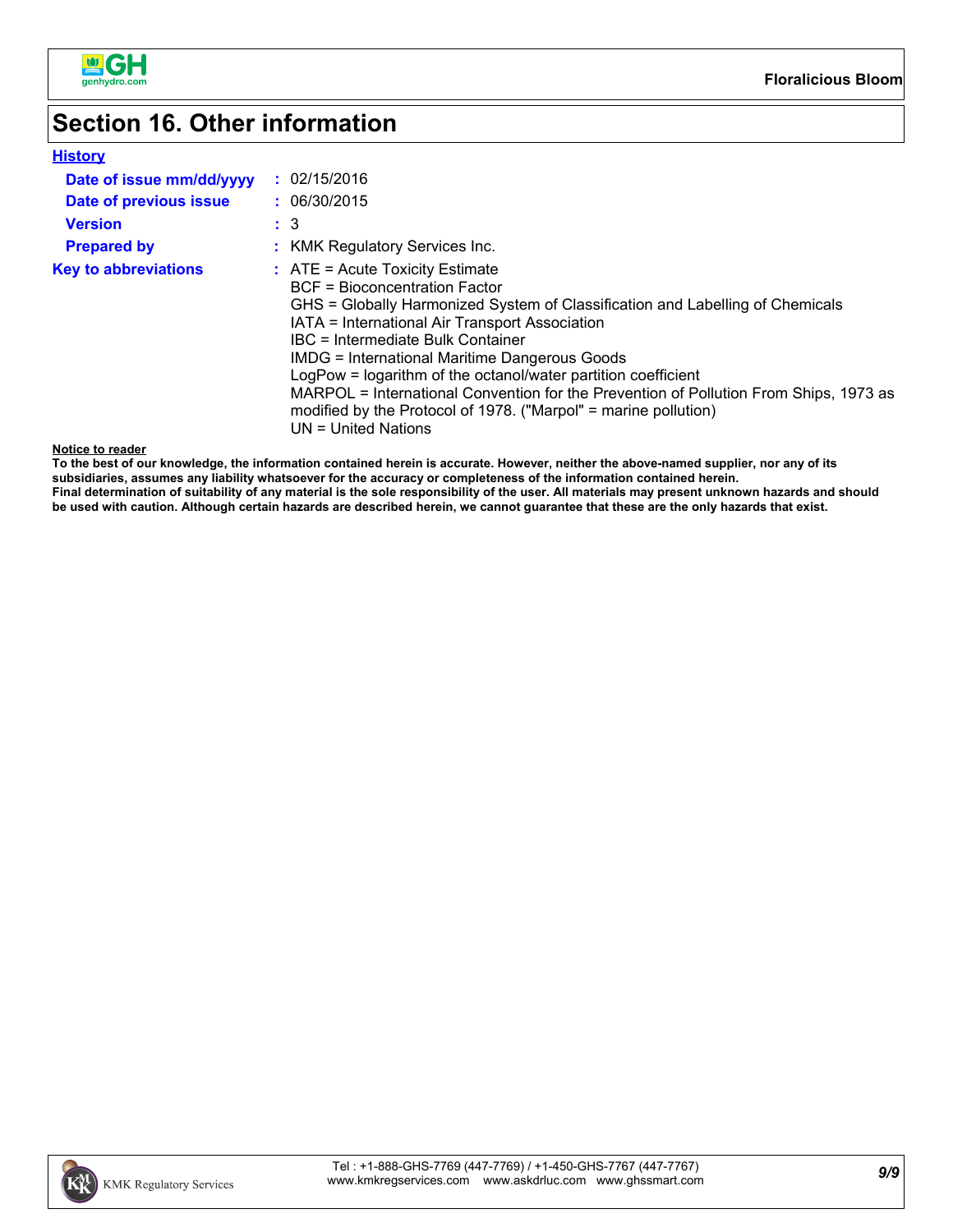## Section 16. Other information

**History**

| | |
|---|---|
| **Date of issue mm/dd/yyyy** | : 02/15/2016 |
| **Date of previous issue** | : 06/30/2015 |
| **Version** | : 3 |
| **Prepared by** | : KMK Regulatory Services Inc. |

**Key to abbreviations** : ATE = Acute Toxicity Estimate
BCF = Bioconcentration Factor
GHS = Globally Harmonized System of Classification and Labelling of Chemicals
IATA = International Air Transport Association
IBC = Intermediate Bulk Container
IMDG = International Maritime Dangerous Goods
LogPow = logarithm of the octanol/water partition coefficient
MARPOL = International Convention for the Prevention of Pollution From Ships, 1973 as modified by the Protocol of 1978. ("Marpol" = marine pollution)
UN = United Nations

**Notice to reader**

**To the best of our knowledge, the information contained herein is accurate. However, neither the above-named supplier, nor any of its subsidiaries, assumes any liability whatsoever for the accuracy or completeness of the information contained herein.**
**Final determination of suitability of any material is the sole responsibility of the user. All materials may present unknown hazards and should be used with caution. Although certain hazards are described herein, we cannot guarantee that these are the only hazards that exist.**